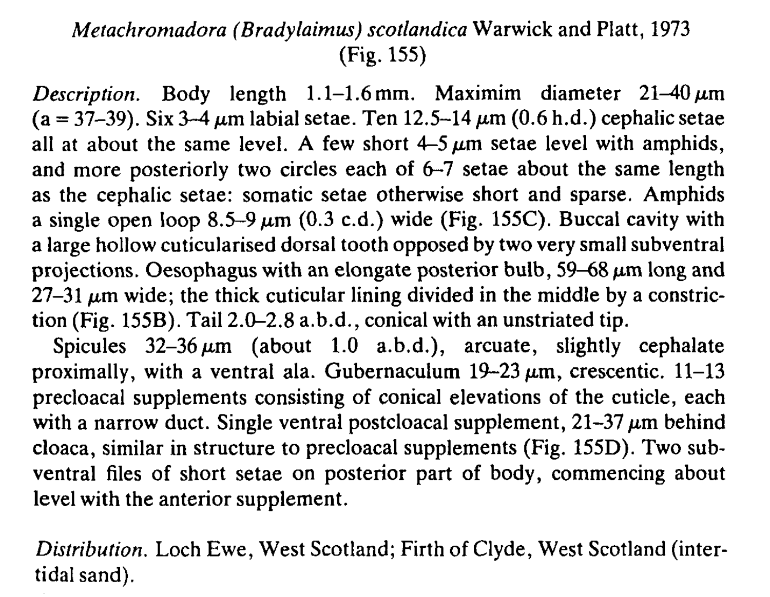*Metachromadora (Bradylaimus) scotlandica* Warwick and Platt, 1973
(Fig. 155)

*Description.* Body length 1.1–1.6 mm. Maximim diameter 21–40 μm (a = 37–39). Six 3–4 μm labial setae. Ten 12.5–14 μm (0.6 h.d.) cephalic setae all at about the same level. A few short 4–5 μm setae level with amphids, and more posteriorly two circles each of 6–7 setae about the same length as the cephalic setae: somatic setae otherwise short and sparse. Amphids a single open loop 8.5–9 μm (0.3 c.d.) wide (Fig. 155C). Buccal cavity with a large hollow cuticularised dorsal tooth opposed by two very small subventral projections. Oesophagus with an elongate posterior bulb, 59–68 μm long and 27–31 μm wide; the thick cuticular lining divided in the middle by a constriction (Fig. 155B). Tail 2.0–2.8 a.b.d., conical with an unstriated tip.

Spicules 32–36 μm (about 1.0 a.b.d.), arcuate, slightly cephalate proximally, with a ventral ala. Gubernaculum 19–23 μm, crescentic. 11–13 precloacal supplements consisting of conical elevations of the cuticle, each with a narrow duct. Single ventral postcloacal supplement, 21–37 μm behind cloaca, similar in structure to precloacal supplements (Fig. 155D). Two subventral files of short setae on posterior part of body, commencing about level with the anterior supplement.

*Distribution.* Loch Ewe, West Scotland; Firth of Clyde, West Scotland (intertidal sand).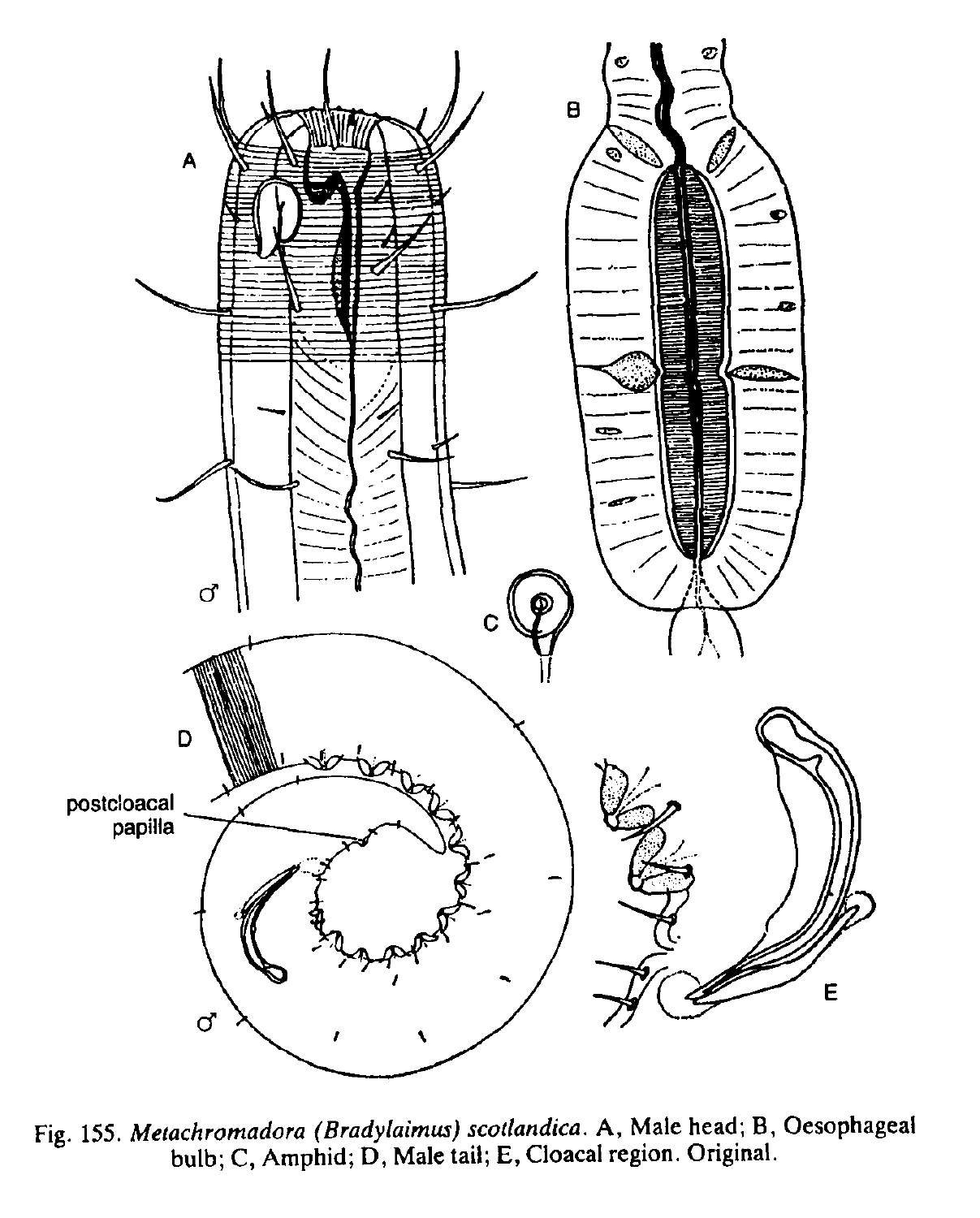A

B

C

D

postcloacal papilla

E

♂

♂

Fig. 155. *Metachromadora (Bradylaimus) scotlandica*. A, Male head; B, Oesophageal bulb; C, Amphid; D, Male tail; E, Cloacal region. Original.